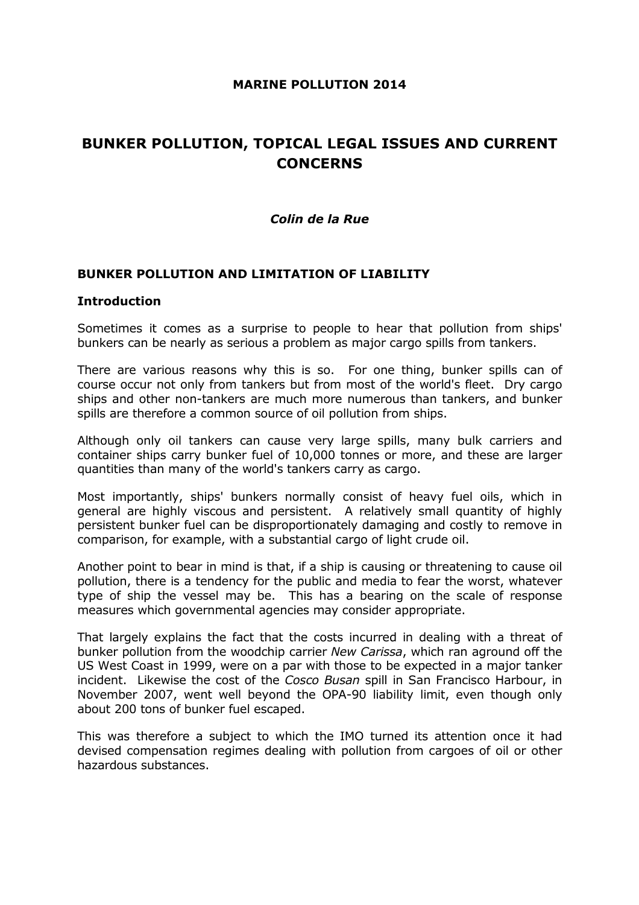**MARINE POLLUTION 2014**

# BUNKER POLLUTION, TOPICAL LEGAL ISSUES AND CURRENT CONCERNS

***Colin de la Rue***

## BUNKER POLLUTION AND LIMITATION OF LIABILITY

### Introduction

Sometimes it comes as a surprise to people to hear that pollution from ships' bunkers can be nearly as serious a problem as major cargo spills from tankers.

There are various reasons why this is so. For one thing, bunker spills can of course occur not only from tankers but from most of the world's fleet. Dry cargo ships and other non-tankers are much more numerous than tankers, and bunker spills are therefore a common source of oil pollution from ships.

Although only oil tankers can cause very large spills, many bulk carriers and container ships carry bunker fuel of 10,000 tonnes or more, and these are larger quantities than many of the world's tankers carry as cargo.

Most importantly, ships' bunkers normally consist of heavy fuel oils, which in general are highly viscous and persistent. A relatively small quantity of highly persistent bunker fuel can be disproportionately damaging and costly to remove in comparison, for example, with a substantial cargo of light crude oil.

Another point to bear in mind is that, if a ship is causing or threatening to cause oil pollution, there is a tendency for the public and media to fear the worst, whatever type of ship the vessel may be. This has a bearing on the scale of response measures which governmental agencies may consider appropriate.

That largely explains the fact that the costs incurred in dealing with a threat of bunker pollution from the woodchip carrier *New Carissa*, which ran aground off the US West Coast in 1999, were on a par with those to be expected in a major tanker incident. Likewise the cost of the *Cosco Busan* spill in San Francisco Harbour, in November 2007, went well beyond the OPA-90 liability limit, even though only about 200 tons of bunker fuel escaped.

This was therefore a subject to which the IMO turned its attention once it had devised compensation regimes dealing with pollution from cargoes of oil or other hazardous substances.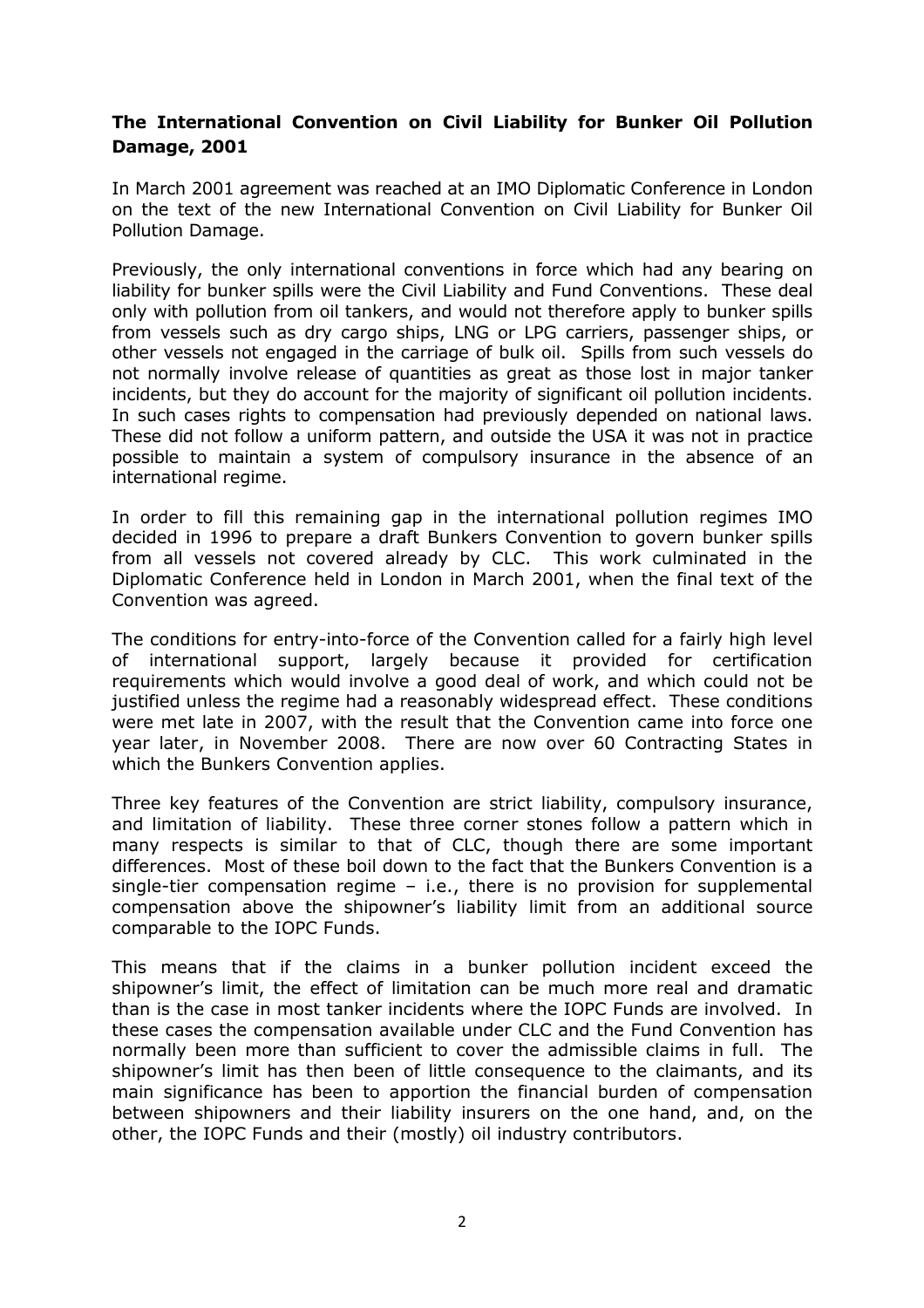**The International Convention on Civil Liability for Bunker Oil Pollution Damage, 2001**

In March 2001 agreement was reached at an IMO Diplomatic Conference in London on the text of the new International Convention on Civil Liability for Bunker Oil Pollution Damage.

Previously, the only international conventions in force which had any bearing on liability for bunker spills were the Civil Liability and Fund Conventions. These deal only with pollution from oil tankers, and would not therefore apply to bunker spills from vessels such as dry cargo ships, LNG or LPG carriers, passenger ships, or other vessels not engaged in the carriage of bulk oil. Spills from such vessels do not normally involve release of quantities as great as those lost in major tanker incidents, but they do account for the majority of significant oil pollution incidents. In such cases rights to compensation had previously depended on national laws. These did not follow a uniform pattern, and outside the USA it was not in practice possible to maintain a system of compulsory insurance in the absence of an international regime.

In order to fill this remaining gap in the international pollution regimes IMO decided in 1996 to prepare a draft Bunkers Convention to govern bunker spills from all vessels not covered already by CLC. This work culminated in the Diplomatic Conference held in London in March 2001, when the final text of the Convention was agreed.

The conditions for entry-into-force of the Convention called for a fairly high level of international support, largely because it provided for certification requirements which would involve a good deal of work, and which could not be justified unless the regime had a reasonably widespread effect. These conditions were met late in 2007, with the result that the Convention came into force one year later, in November 2008. There are now over 60 Contracting States in which the Bunkers Convention applies.

Three key features of the Convention are strict liability, compulsory insurance, and limitation of liability. These three corner stones follow a pattern which in many respects is similar to that of CLC, though there are some important differences. Most of these boil down to the fact that the Bunkers Convention is a single-tier compensation regime – i.e., there is no provision for supplemental compensation above the shipowner's liability limit from an additional source comparable to the IOPC Funds.

This means that if the claims in a bunker pollution incident exceed the shipowner's limit, the effect of limitation can be much more real and dramatic than is the case in most tanker incidents where the IOPC Funds are involved. In these cases the compensation available under CLC and the Fund Convention has normally been more than sufficient to cover the admissible claims in full. The shipowner's limit has then been of little consequence to the claimants, and its main significance has been to apportion the financial burden of compensation between shipowners and their liability insurers on the one hand, and, on the other, the IOPC Funds and their (mostly) oil industry contributors.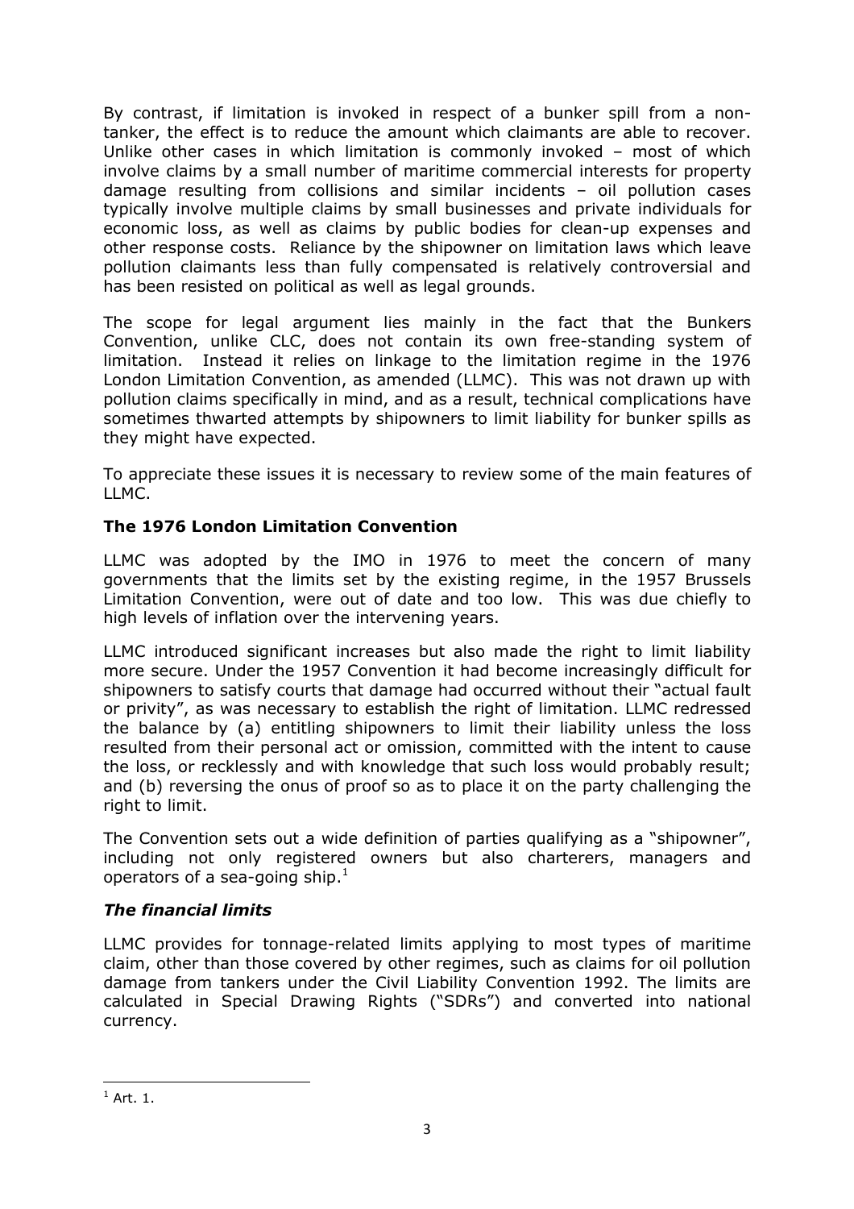By contrast, if limitation is invoked in respect of a bunker spill from a non-tanker, the effect is to reduce the amount which claimants are able to recover. Unlike other cases in which limitation is commonly invoked – most of which involve claims by a small number of maritime commercial interests for property damage resulting from collisions and similar incidents – oil pollution cases typically involve multiple claims by small businesses and private individuals for economic loss, as well as claims by public bodies for clean-up expenses and other response costs. Reliance by the shipowner on limitation laws which leave pollution claimants less than fully compensated is relatively controversial and has been resisted on political as well as legal grounds.

The scope for legal argument lies mainly in the fact that the Bunkers Convention, unlike CLC, does not contain its own free-standing system of limitation. Instead it relies on linkage to the limitation regime in the 1976 London Limitation Convention, as amended (LLMC). This was not drawn up with pollution claims specifically in mind, and as a result, technical complications have sometimes thwarted attempts by shipowners to limit liability for bunker spills as they might have expected.

To appreciate these issues it is necessary to review some of the main features of LLMC.

### The 1976 London Limitation Convention

LLMC was adopted by the IMO in 1976 to meet the concern of many governments that the limits set by the existing regime, in the 1957 Brussels Limitation Convention, were out of date and too low. This was due chiefly to high levels of inflation over the intervening years.

LLMC introduced significant increases but also made the right to limit liability more secure. Under the 1957 Convention it had become increasingly difficult for shipowners to satisfy courts that damage had occurred without their "actual fault or privity", as was necessary to establish the right of limitation. LLMC redressed the balance by (a) entitling shipowners to limit their liability unless the loss resulted from their personal act or omission, committed with the intent to cause the loss, or recklessly and with knowledge that such loss would probably result; and (b) reversing the onus of proof so as to place it on the party challenging the right to limit.

The Convention sets out a wide definition of parties qualifying as a "shipowner", including not only registered owners but also charterers, managers and operators of a sea-going ship.[1]

#### *The financial limits*

LLMC provides for tonnage-related limits applying to most types of maritime claim, other than those covered by other regimes, such as claims for oil pollution damage from tankers under the Civil Liability Convention 1992. The limits are calculated in Special Drawing Rights ("SDRs") and converted into national currency.

[1] Art. 1.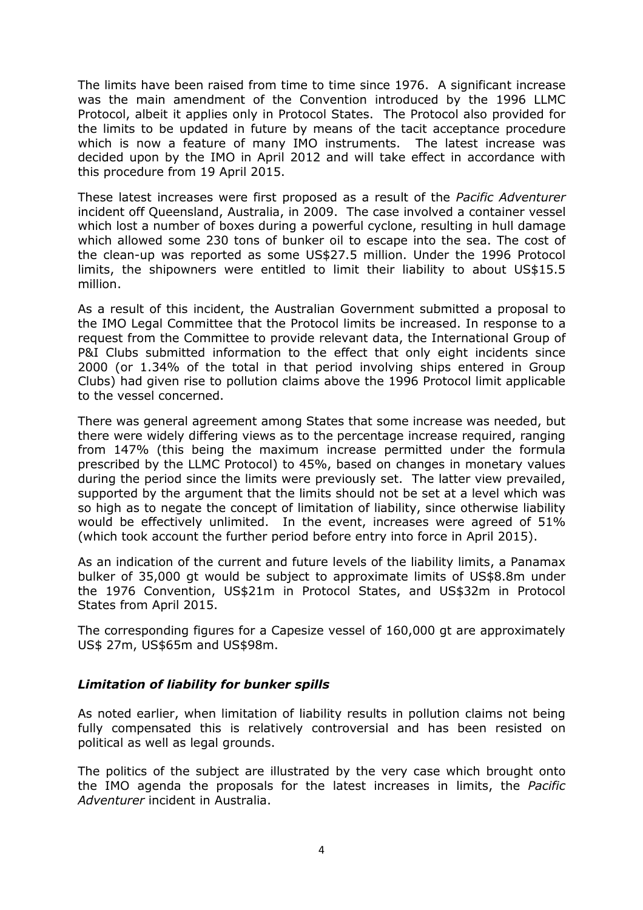The limits have been raised from time to time since 1976. A significant increase was the main amendment of the Convention introduced by the 1996 LLMC Protocol, albeit it applies only in Protocol States. The Protocol also provided for the limits to be updated in future by means of the tacit acceptance procedure which is now a feature of many IMO instruments. The latest increase was decided upon by the IMO in April 2012 and will take effect in accordance with this procedure from 19 April 2015.

These latest increases were first proposed as a result of the *Pacific Adventurer* incident off Queensland, Australia, in 2009. The case involved a container vessel which lost a number of boxes during a powerful cyclone, resulting in hull damage which allowed some 230 tons of bunker oil to escape into the sea. The cost of the clean-up was reported as some US$27.5 million. Under the 1996 Protocol limits, the shipowners were entitled to limit their liability to about US$15.5 million.

As a result of this incident, the Australian Government submitted a proposal to the IMO Legal Committee that the Protocol limits be increased. In response to a request from the Committee to provide relevant data, the International Group of P&I Clubs submitted information to the effect that only eight incidents since 2000 (or 1.34% of the total in that period involving ships entered in Group Clubs) had given rise to pollution claims above the 1996 Protocol limit applicable to the vessel concerned.

There was general agreement among States that some increase was needed, but there were widely differing views as to the percentage increase required, ranging from 147% (this being the maximum increase permitted under the formula prescribed by the LLMC Protocol) to 45%, based on changes in monetary values during the period since the limits were previously set. The latter view prevailed, supported by the argument that the limits should not be set at a level which was so high as to negate the concept of limitation of liability, since otherwise liability would be effectively unlimited. In the event, increases were agreed of 51% (which took account the further period before entry into force in April 2015).

As an indication of the current and future levels of the liability limits, a Panamax bulker of 35,000 gt would be subject to approximate limits of US$8.8m under the 1976 Convention, US$21m in Protocol States, and US$32m in Protocol States from April 2015.

The corresponding figures for a Capesize vessel of 160,000 gt are approximately US$ 27m, US$65m and US$98m.

### *Limitation of liability for bunker spills*

As noted earlier, when limitation of liability results in pollution claims not being fully compensated this is relatively controversial and has been resisted on political as well as legal grounds.

The politics of the subject are illustrated by the very case which brought onto the IMO agenda the proposals for the latest increases in limits, the *Pacific Adventurer* incident in Australia.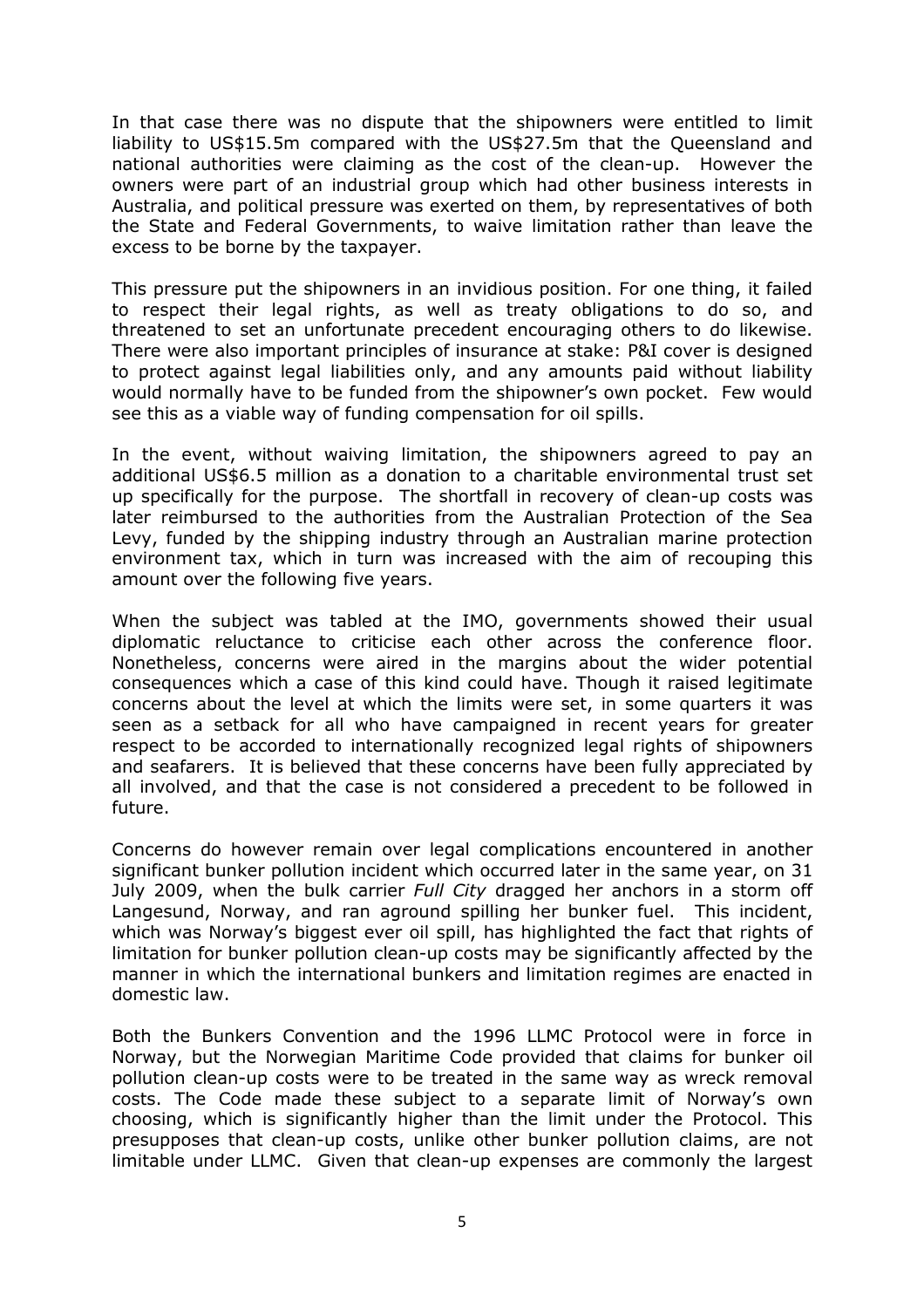In that case there was no dispute that the shipowners were entitled to limit liability to US$15.5m compared with the US$27.5m that the Queensland and national authorities were claiming as the cost of the clean-up. However the owners were part of an industrial group which had other business interests in Australia, and political pressure was exerted on them, by representatives of both the State and Federal Governments, to waive limitation rather than leave the excess to be borne by the taxpayer.

This pressure put the shipowners in an invidious position. For one thing, it failed to respect their legal rights, as well as treaty obligations to do so, and threatened to set an unfortunate precedent encouraging others to do likewise. There were also important principles of insurance at stake: P&I cover is designed to protect against legal liabilities only, and any amounts paid without liability would normally have to be funded from the shipowner's own pocket. Few would see this as a viable way of funding compensation for oil spills.

In the event, without waiving limitation, the shipowners agreed to pay an additional US$6.5 million as a donation to a charitable environmental trust set up specifically for the purpose. The shortfall in recovery of clean-up costs was later reimbursed to the authorities from the Australian Protection of the Sea Levy, funded by the shipping industry through an Australian marine protection environment tax, which in turn was increased with the aim of recouping this amount over the following five years.

When the subject was tabled at the IMO, governments showed their usual diplomatic reluctance to criticise each other across the conference floor. Nonetheless, concerns were aired in the margins about the wider potential consequences which a case of this kind could have. Though it raised legitimate concerns about the level at which the limits were set, in some quarters it was seen as a setback for all who have campaigned in recent years for greater respect to be accorded to internationally recognized legal rights of shipowners and seafarers. It is believed that these concerns have been fully appreciated by all involved, and that the case is not considered a precedent to be followed in future.

Concerns do however remain over legal complications encountered in another significant bunker pollution incident which occurred later in the same year, on 31 July 2009, when the bulk carrier *Full City* dragged her anchors in a storm off Langesund, Norway, and ran aground spilling her bunker fuel. This incident, which was Norway's biggest ever oil spill, has highlighted the fact that rights of limitation for bunker pollution clean-up costs may be significantly affected by the manner in which the international bunkers and limitation regimes are enacted in domestic law.

Both the Bunkers Convention and the 1996 LLMC Protocol were in force in Norway, but the Norwegian Maritime Code provided that claims for bunker oil pollution clean-up costs were to be treated in the same way as wreck removal costs. The Code made these subject to a separate limit of Norway's own choosing, which is significantly higher than the limit under the Protocol. This presupposes that clean-up costs, unlike other bunker pollution claims, are not limitable under LLMC. Given that clean-up expenses are commonly the largest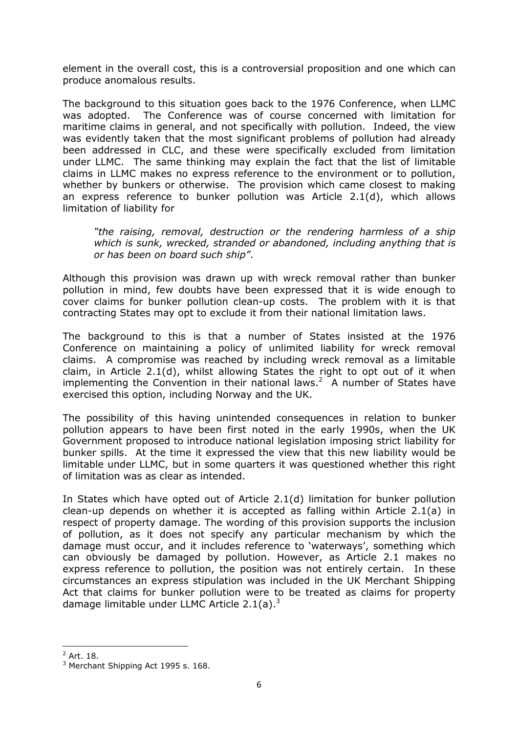element in the overall cost, this is a controversial proposition and one which can produce anomalous results.

The background to this situation goes back to the 1976 Conference, when LLMC was adopted. The Conference was of course concerned with limitation for maritime claims in general, and not specifically with pollution. Indeed, the view was evidently taken that the most significant problems of pollution had already been addressed in CLC, and these were specifically excluded from limitation under LLMC. The same thinking may explain the fact that the list of limitable claims in LLMC makes no express reference to the environment or to pollution, whether by bunkers or otherwise. The provision which came closest to making an express reference to bunker pollution was Article 2.1(d), which allows limitation of liability for

> *"the raising, removal, destruction or the rendering harmless of a ship which is sunk, wrecked, stranded or abandoned, including anything that is or has been on board such ship"*.

Although this provision was drawn up with wreck removal rather than bunker pollution in mind, few doubts have been expressed that it is wide enough to cover claims for bunker pollution clean-up costs. The problem with it is that contracting States may opt to exclude it from their national limitation laws.

The background to this is that a number of States insisted at the 1976 Conference on maintaining a policy of unlimited liability for wreck removal claims. A compromise was reached by including wreck removal as a limitable claim, in Article 2.1(d), whilst allowing States the right to opt out of it when implementing the Convention in their national laws.[2] A number of States have exercised this option, including Norway and the UK.

The possibility of this having unintended consequences in relation to bunker pollution appears to have been first noted in the early 1990s, when the UK Government proposed to introduce national legislation imposing strict liability for bunker spills. At the time it expressed the view that this new liability would be limitable under LLMC, but in some quarters it was questioned whether this right of limitation was as clear as intended.

In States which have opted out of Article 2.1(d) limitation for bunker pollution clean-up depends on whether it is accepted as falling within Article 2.1(a) in respect of property damage. The wording of this provision supports the inclusion of pollution, as it does not specify any particular mechanism by which the damage must occur, and it includes reference to 'waterways', something which can obviously be damaged by pollution. However, as Article 2.1 makes no express reference to pollution, the position was not entirely certain. In these circumstances an express stipulation was included in the UK Merchant Shipping Act that claims for bunker pollution were to be treated as claims for property damage limitable under LLMC Article 2.1(a).[3]

---

[2] Art. 18.

[3] Merchant Shipping Act 1995 s. 168.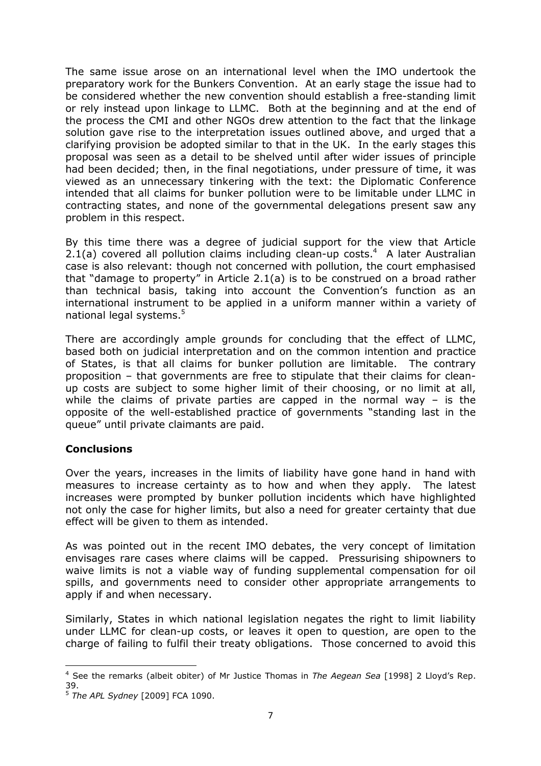The same issue arose on an international level when the IMO undertook the preparatory work for the Bunkers Convention. At an early stage the issue had to be considered whether the new convention should establish a free-standing limit or rely instead upon linkage to LLMC. Both at the beginning and at the end of the process the CMI and other NGOs drew attention to the fact that the linkage solution gave rise to the interpretation issues outlined above, and urged that a clarifying provision be adopted similar to that in the UK. In the early stages this proposal was seen as a detail to be shelved until after wider issues of principle had been decided; then, in the final negotiations, under pressure of time, it was viewed as an unnecessary tinkering with the text: the Diplomatic Conference intended that all claims for bunker pollution were to be limitable under LLMC in contracting states, and none of the governmental delegations present saw any problem in this respect.

By this time there was a degree of judicial support for the view that Article 2.1(a) covered all pollution claims including clean-up costs.[4] A later Australian case is also relevant: though not concerned with pollution, the court emphasised that "damage to property" in Article 2.1(a) is to be construed on a broad rather than technical basis, taking into account the Convention's function as an international instrument to be applied in a uniform manner within a variety of national legal systems.[5]

There are accordingly ample grounds for concluding that the effect of LLMC, based both on judicial interpretation and on the common intention and practice of States, is that all claims for bunker pollution are limitable. The contrary proposition – that governments are free to stipulate that their claims for clean-up costs are subject to some higher limit of their choosing, or no limit at all, while the claims of private parties are capped in the normal way – is the opposite of the well-established practice of governments "standing last in the queue" until private claimants are paid.

## Conclusions

Over the years, increases in the limits of liability have gone hand in hand with measures to increase certainty as to how and when they apply. The latest increases were prompted by bunker pollution incidents which have highlighted not only the case for higher limits, but also a need for greater certainty that due effect will be given to them as intended.

As was pointed out in the recent IMO debates, the very concept of limitation envisages rare cases where claims will be capped. Pressurising shipowners to waive limits is not a viable way of funding supplemental compensation for oil spills, and governments need to consider other appropriate arrangements to apply if and when necessary.

Similarly, States in which national legislation negates the right to limit liability under LLMC for clean-up costs, or leaves it open to question, are open to the charge of failing to fulfil their treaty obligations. Those concerned to avoid this

---

[4] See the remarks (albeit obiter) of Mr Justice Thomas in *The Aegean Sea* [1998] 2 Lloyd's Rep. 39.

[5] *The APL Sydney* [2009] FCA 1090.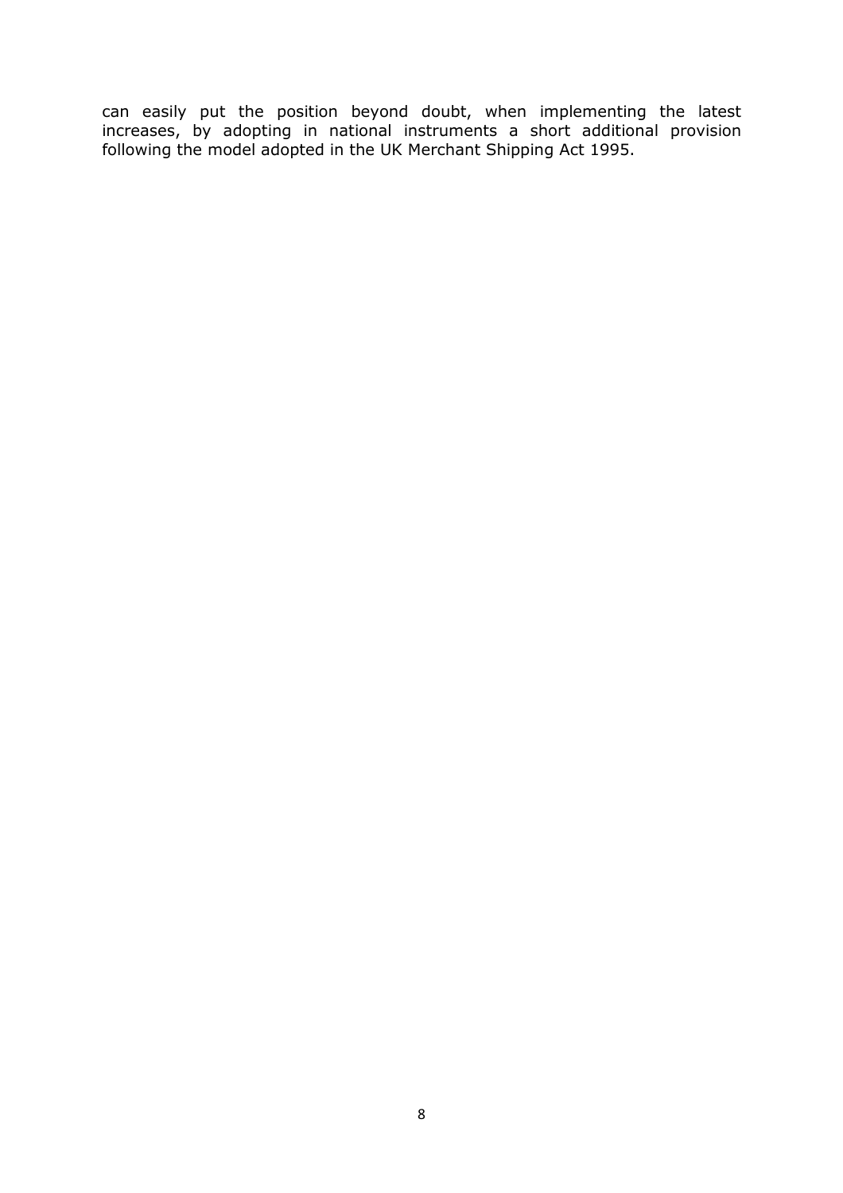can easily put the position beyond doubt, when implementing the latest increases, by adopting in national instruments a short additional provision following the model adopted in the UK Merchant Shipping Act 1995.